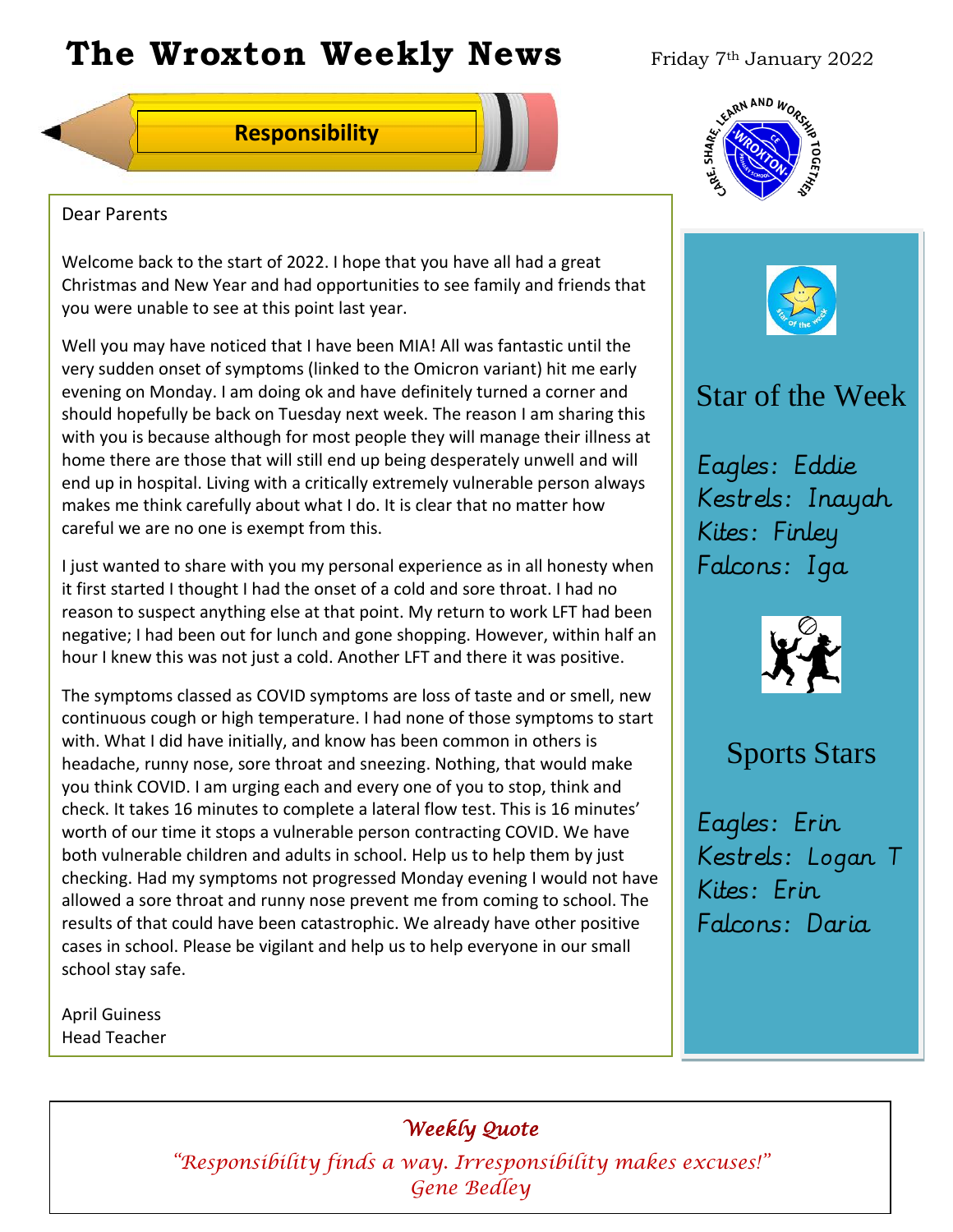# The Wroxton Weekly News

Friday 7th January 2022

## Responsibility

Dear Parents

Welcome back to the start of 2022. I hope that you have all had a great Christmas and New Year and had opportunities to see family and friends that you were unable to see at this point last year.

Well you may have noticed that I have been MIA! All was fantastic until the very sudden onset of symptoms (linked to the Omicron variant) hit me early evening on Monday. I am doing ok and have definitely turned a corner and should hopefully be back on Tuesday next week. The reason I am sharing this with you is because although for most people they will manage their illness at home there are those that will still end up being desperately unwell and will end up in hospital. Living with a critically extremely vulnerable person always makes me think carefully about what I do. It is clear that no matter how careful we are no one is exempt from this.

I just wanted to share with you my personal experience as in all honesty when it first started I thought I had the onset of a cold and sore throat. I had no reason to suspect anything else at that point. My return to work LFT had been negative; I had been out for lunch and gone shopping. However, within half an hour I knew this was not just a cold. Another LFT and there it was positive.

The symptoms classed as COVID symptoms are loss of taste and or smell, new continuous cough or high temperature. I had none of those symptoms to start with. What I did have initially, and know has been common in others is headache, runny nose, sore throat and sneezing. Nothing, that would make you think COVID. I am urging each and every one of you to stop, think and check. It takes 16 minutes to complete a lateral flow test. This is 16 minutes' worth of our time it stops a vulnerable person contracting COVID. We have both vulnerable children and adults in school. Help us to help them by just checking. Had my symptoms not progressed Monday evening I would not have allowed a sore throat and runny nose prevent me from coming to school. The results of that could have been catastrophic. We already have other positive cases in school. Please be vigilant and help us to help everyone in our small school stay safe.

April Guiness
Head Teacher

## Star of the Week

Eagles: Eddie
Kestrels: Inayah
Kites: Finley
Falcons: Iga

## Sports Stars

Eagles: Erin
Kestrels: Logan T
Kites: Erin
Falcons: Daria

### *Weekly Quote*

*"Responsibility finds a way. Irresponsibility makes excuses!"*
*Gene Bedley*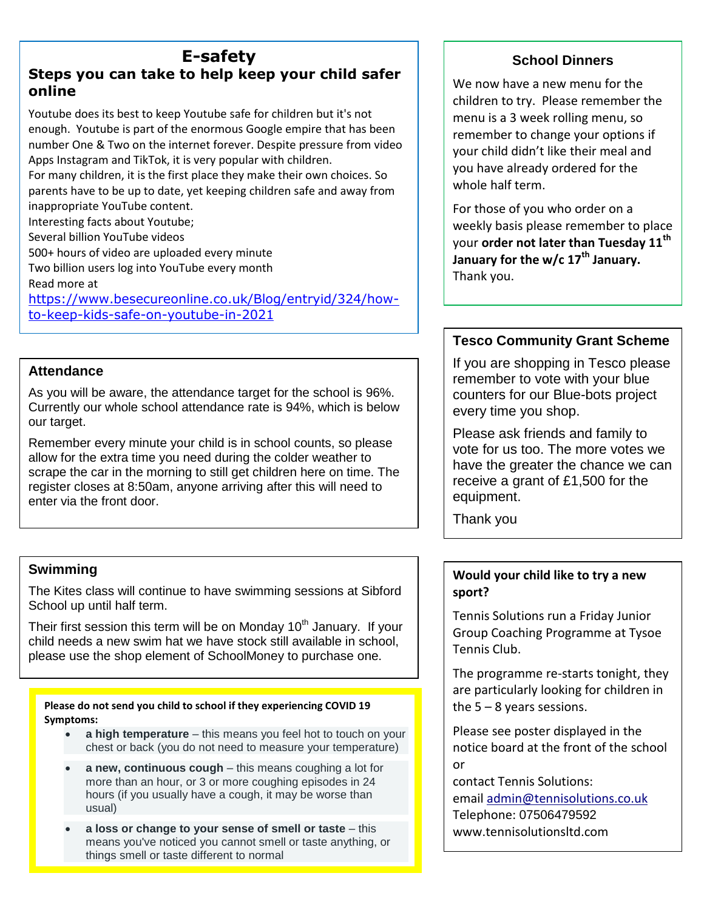# E-safety

## Steps you can take to help keep your child safer online

Youtube does its best to keep Youtube safe for children but it's not enough. Youtube is part of the enormous Google empire that has been number One & Two on the internet forever. Despite pressure from video Apps Instagram and TikTok, it is very popular with children.

For many children, it is the first place they make their own choices. So parents have to be up to date, yet keeping children safe and away from inappropriate YouTube content.

Interesting facts about Youtube;

Several billion YouTube videos

500+ hours of video are uploaded every minute

Two billion users log into YouTube every month

Read more at

https://www.besecureonline.co.uk/Blog/entryid/324/how-to-keep-kids-safe-on-youtube-in-2021

### Attendance

As you will be aware, the attendance target for the school is 96%. Currently our whole school attendance rate is 94%, which is below our target.

Remember every minute your child is in school counts, so please allow for the extra time you need during the colder weather to scrape the car in the morning to still get children here on time. The register closes at 8:50am, anyone arriving after this will need to enter via the front door.

### Swimming

The Kites class will continue to have swimming sessions at Sibford School up until half term.

Their first session this term will be on Monday 10th January. If your child needs a new swim hat we have stock still available in school, please use the shop element of SchoolMoney to purchase one.

**Please do not send you child to school if they experiencing COVID 19 Symptoms:**

- **a high temperature** – this means you feel hot to touch on your chest or back (you do not need to measure your temperature)
- **a new, continuous cough** – this means coughing a lot for more than an hour, or 3 or more coughing episodes in 24 hours (if you usually have a cough, it may be worse than usual)
- **a loss or change to your sense of smell or taste** – this means you've noticed you cannot smell or taste anything, or things smell or taste different to normal

### School Dinners

We now have a new menu for the children to try. Please remember the menu is a 3 week rolling menu, so remember to change your options if your child didn't like their meal and you have already ordered for the whole half term.

For those of you who order on a weekly basis please remember to place your **order not later than Tuesday 11th January for the w/c 17th January.** Thank you.

### Tesco Community Grant Scheme

If you are shopping in Tesco please remember to vote with your blue counters for our Blue-bots project every time you shop.

Please ask friends and family to vote for us too. The more votes we have the greater the chance we can receive a grant of £1,500 for the equipment.

Thank you

### Would your child like to try a new sport?

Tennis Solutions run a Friday Junior Group Coaching Programme at Tysoe Tennis Club.

The programme re-starts tonight, they are particularly looking for children in the 5 – 8 years sessions.

Please see poster displayed in the notice board at the front of the school or

contact Tennis Solutions:
email admin@tennisolutions.co.uk
Telephone: 07506479592
www.tennisolutionsltd.com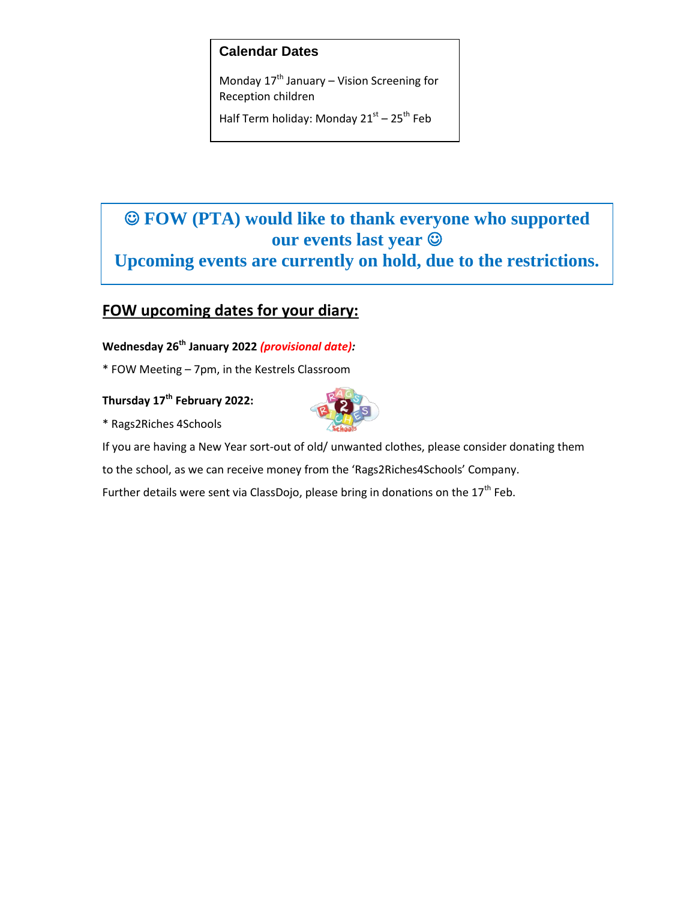**Calendar Dates**

Monday 17th January – Vision Screening for Reception children

Half Term holiday: Monday 21st – 25th Feb

**☺ FOW (PTA) would like to thank everyone who supported our events last year ☺**
**Upcoming events are currently on hold, due to the restrictions.**

## FOW upcoming dates for your diary:

**Wednesday 26th January 2022** ***(provisional date):***

* FOW Meeting – 7pm, in the Kestrels Classroom

**Thursday 17th February 2022:**

* Rags2Riches 4Schools

If you are having a New Year sort-out of old/ unwanted clothes, please consider donating them to the school, as we can receive money from the 'Rags2Riches4Schools' Company.

Further details were sent via ClassDojo, please bring in donations on the 17th Feb.